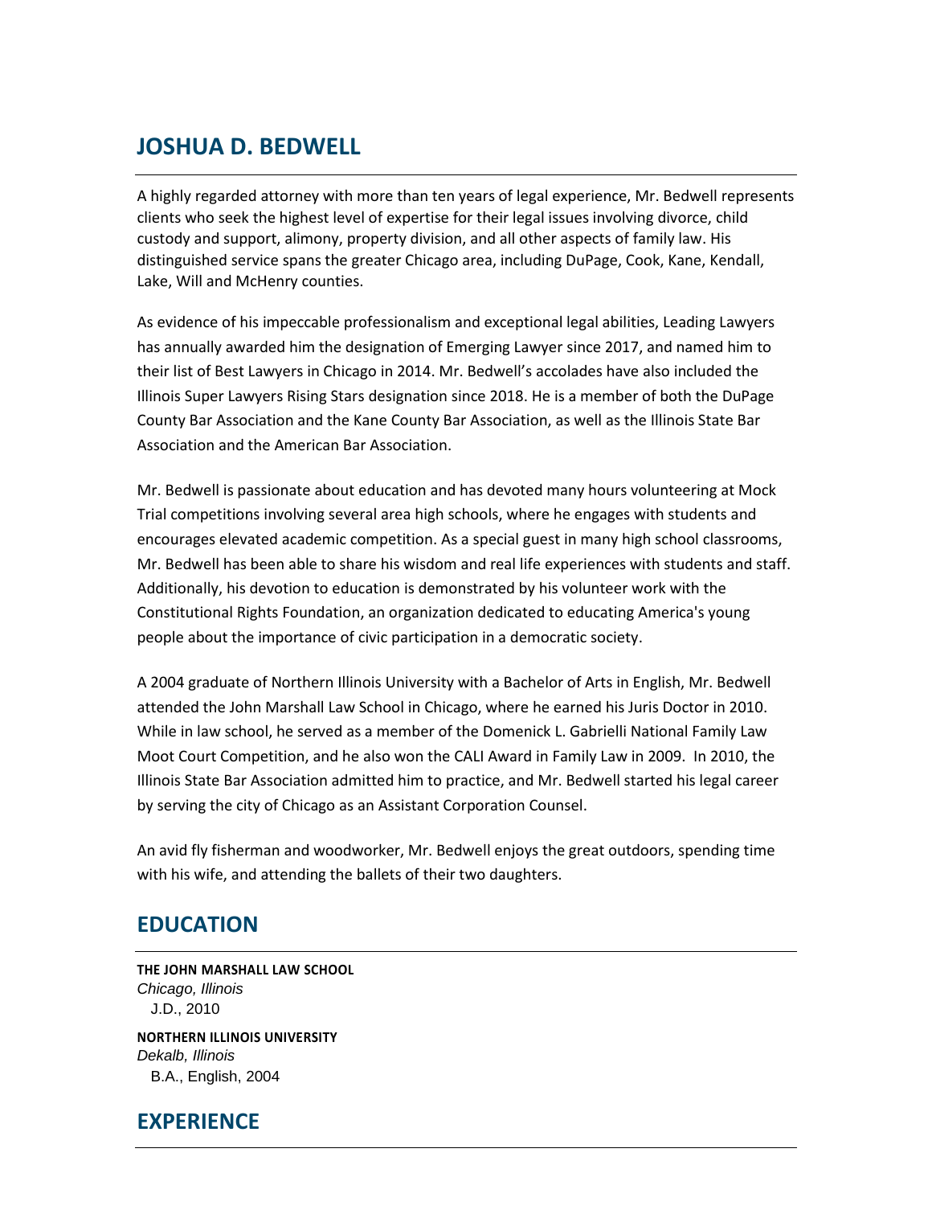# JOSHUA D. BEDWELL

A highly regarded attorney with more than ten years of legal experience, Mr. Bedwell represents clients who seek the highest level of expertise for their legal issues involving divorce, child custody and support, alimony, property division, and all other aspects of family law. His distinguished service spans the greater Chicago area, including DuPage, Cook, Kane, Kendall, Lake, Will and McHenry counties.

As evidence of his impeccable professionalism and exceptional legal abilities, Leading Lawyers has annually awarded him the designation of Emerging Lawyer since 2017, and named him to their list of Best Lawyers in Chicago in 2014. Mr. Bedwell's accolades have also included the Illinois Super Lawyers Rising Stars designation since 2018. He is a member of both the DuPage County Bar Association and the Kane County Bar Association, as well as the Illinois State Bar Association and the American Bar Association.

Mr. Bedwell is passionate about education and has devoted many hours volunteering at Mock Trial competitions involving several area high schools, where he engages with students and encourages elevated academic competition. As a special guest in many high school classrooms, Mr. Bedwell has been able to share his wisdom and real life experiences with students and staff. Additionally, his devotion to education is demonstrated by his volunteer work with the Constitutional Rights Foundation, an organization dedicated to educating America's young people about the importance of civic participation in a democratic society.

A 2004 graduate of Northern Illinois University with a Bachelor of Arts in English, Mr. Bedwell attended the John Marshall Law School in Chicago, where he earned his Juris Doctor in 2010. While in law school, he served as a member of the Domenick L. Gabrielli National Family Law Moot Court Competition, and he also won the CALI Award in Family Law in 2009. In 2010, the Illinois State Bar Association admitted him to practice, and Mr. Bedwell started his legal career by serving the city of Chicago as an Assistant Corporation Counsel.

An avid fly fisherman and woodworker, Mr. Bedwell enjoys the great outdoors, spending time with his wife, and attending the ballets of their two daughters.

## EDUCATION

**THE JOHN MARSHALL LAW SCHOOL**
*Chicago, Illinois*
J.D., 2010

**NORTHERN ILLINOIS UNIVERSITY**
*Dekalb, Illinois*
B.A., English, 2004

## EXPERIENCE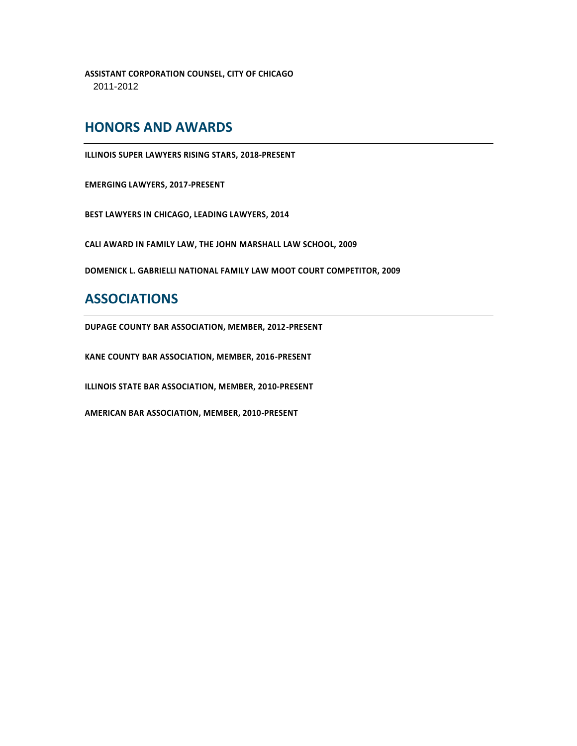**ASSISTANT CORPORATION COUNSEL, CITY OF CHICAGO**
2011-2012

## HONORS AND AWARDS

**ILLINOIS SUPER LAWYERS RISING STARS, 2018-PRESENT**

**EMERGING LAWYERS, 2017-PRESENT**

**BEST LAWYERS IN CHICAGO, LEADING LAWYERS, 2014**

**CALI AWARD IN FAMILY LAW, THE JOHN MARSHALL LAW SCHOOL, 2009**

**DOMENICK L. GABRIELLI NATIONAL FAMILY LAW MOOT COURT COMPETITOR, 2009**

## ASSOCIATIONS

**DUPAGE COUNTY BAR ASSOCIATION, MEMBER, 2012-PRESENT**

**KANE COUNTY BAR ASSOCIATION, MEMBER, 2016-PRESENT**

**ILLINOIS STATE BAR ASSOCIATION, MEMBER, 2010-PRESENT**

**AMERICAN BAR ASSOCIATION, MEMBER, 2010-PRESENT**